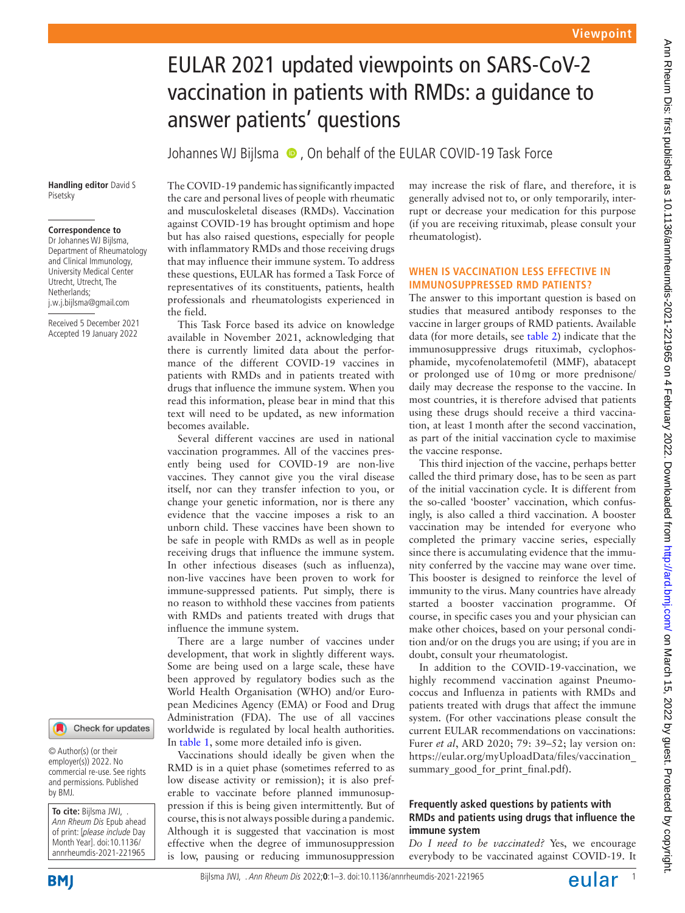# EULAR 2021 updated viewpoints on SARS-CoV-2 vaccination in patients with RMDs: a guidance to answer patients' questions

Johannes WJ Bijlsma, On behalf of the EULAR COVID-19 Task Force

**Handling editor** David S Pisetsky

**Correspondence to**
Dr Johannes WJ Bijlsma, Department of Rheumatology and Clinical Immunology, University Medical Center Utrecht, Utrecht, The Netherlands; j.w.j.bijlsma@gmail.com

Received 5 December 2021
Accepted 19 January 2022

© Author(s) (or their employer(s)) 2022. No commercial re-use. See rights and permissions. Published by BMJ.

**To cite:** Bijlsma JWJ, . *Ann Rheum Dis* Epub ahead of print: [*please include* Day Month Year]. doi:10.1136/annrheumdis-2021-221965

The COVID-19 pandemic has significantly impacted the care and personal lives of people with rheumatic and musculoskeletal diseases (RMDs). Vaccination against COVID-19 has brought optimism and hope but has also raised questions, especially for people with inflammatory RMDs and those receiving drugs that may influence their immune system. To address these questions, EULAR has formed a Task Force of representatives of its constituents, patients, health professionals and rheumatologists experienced in the field.

This Task Force based its advice on knowledge available in November 2021, acknowledging that there is currently limited data about the performance of the different COVID-19 vaccines in patients with RMDs and in patients treated with drugs that influence the immune system. When you read this information, please bear in mind that this text will need to be updated, as new information becomes available.

Several different vaccines are used in national vaccination programmes. All of the vaccines presently being used for COVID-19 are non-live vaccines. They cannot give you the viral disease itself, nor can they transfer infection to you, or change your genetic information, nor is there any evidence that the vaccine imposes a risk to an unborn child. These vaccines have been shown to be safe in people with RMDs as well as in people receiving drugs that influence the immune system. In other infectious diseases (such as influenza), non-live vaccines have been proven to work for immune-suppressed patients. Put simply, there is no reason to withhold these vaccines from patients with RMDs and patients treated with drugs that influence the immune system.

There are a large number of vaccines under development, that work in slightly different ways. Some are being used on a large scale, these have been approved by regulatory bodies such as the World Health Organisation (WHO) and/or European Medicines Agency (EMA) or Food and Drug Administration (FDA). The use of all vaccines worldwide is regulated by local health authorities. In table 1, some more detailed info is given.

Vaccinations should ideally be given when the RMD is in a quiet phase (sometimes referred to as low disease activity or remission); it is also preferable to vaccinate before planned immunosuppression if this is being given intermittently. But of course, this is not always possible during a pandemic. Although it is suggested that vaccination is most effective when the degree of immunosuppression is low, pausing or reducing immunosuppression may increase the risk of flare, and therefore, it is generally advised not to, or only temporarily, interrupt or decrease your medication for this purpose (if you are receiving rituximab, please consult your rheumatologist).

## WHEN IS VACCINATION LESS EFFECTIVE IN IMMUNOSUPPRESSED RMD PATIENTS?

The answer to this important question is based on studies that measured antibody responses to the vaccine in larger groups of RMD patients. Available data (for more details, see table 2) indicate that the immunosuppressive drugs rituximab, cyclophosphamide, mycofenolatemofetil (MMF), abatacept or prolonged use of 10 mg or more prednisone/daily may decrease the response to the vaccine. In most countries, it is therefore advised that patients using these drugs should receive a third vaccination, at least 1 month after the second vaccination, as part of the initial vaccination cycle to maximise the vaccine response.

This third injection of the vaccine, perhaps better called the third primary dose, has to be seen as part of the initial vaccination cycle. It is different from the so-called 'booster' vaccination, which confusingly, is also called a third vaccination. A booster vaccination may be intended for everyone who completed the primary vaccine series, especially since there is accumulating evidence that the immunity conferred by the vaccine may wane over time. This booster is designed to reinforce the level of immunity to the virus. Many countries have already started a booster vaccination programme. Of course, in specific cases you and your physician can make other choices, based on your personal condition and/or on the drugs you are using; if you are in doubt, consult your rheumatologist.

In addition to the COVID-19-vaccination, we highly recommend vaccination against Pneumococcus and Influenza in patients with RMDs and patients treated with drugs that affect the immune system. (For other vaccinations please consult the current EULAR recommendations on vaccinations: Furer *et al*, ARD 2020; 79: 39–52; lay version on: https://eular.org/myUploadData/files/vaccination_summary_good_for_print_final.pdf).

### Frequently asked questions by patients with RMDs and patients using drugs that influence the immune system

*Do I need to be vaccinated?* Yes, we encourage everybody to be vaccinated against COVID-19. It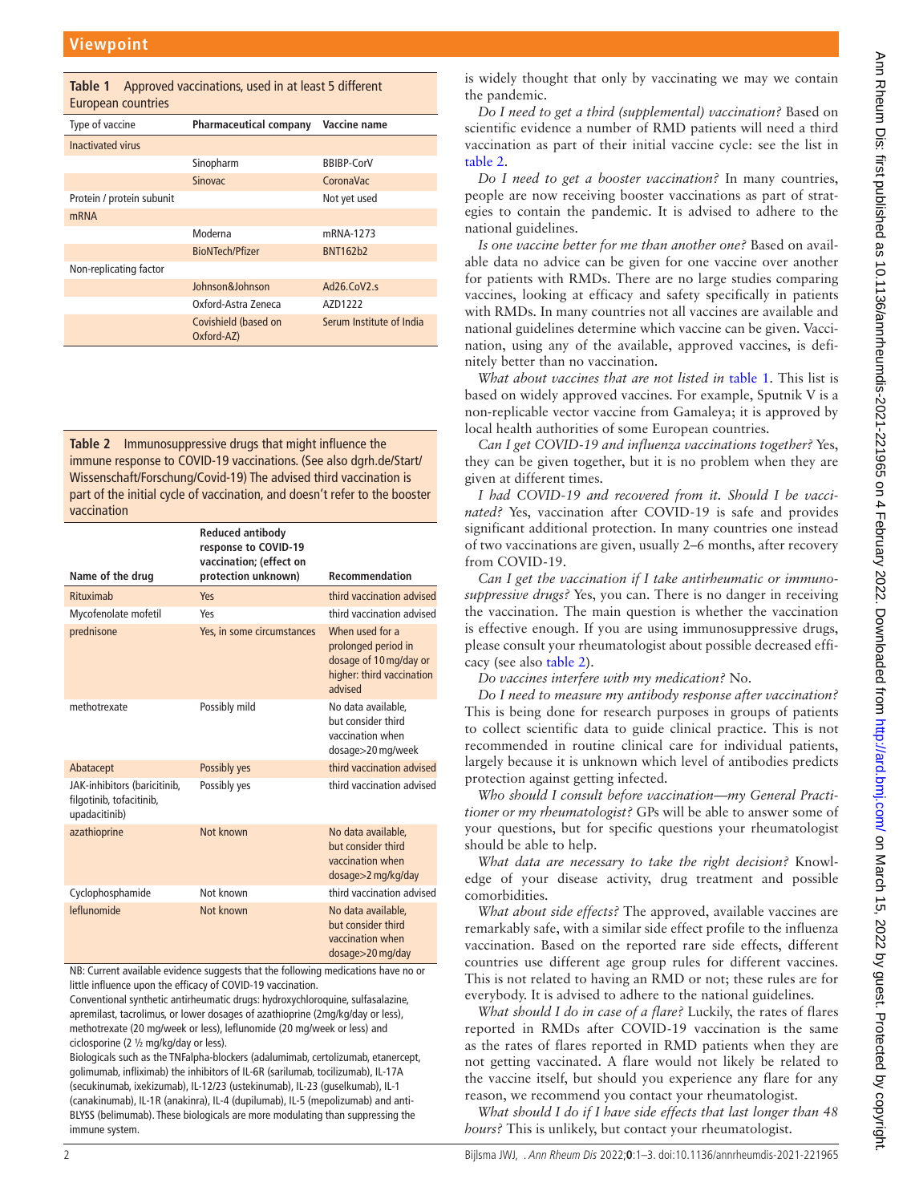**Table 1** Approved vaccinations, used in at least 5 different European countries

| Type of vaccine | Pharmaceutical company | Vaccine name |
|---|---|---|
| Inactivated virus | | |
| | Sinopharm | BBIBP-CorV |
| | Sinovac | CoronaVac |
| Protein / protein subunit | | Not yet used |
| mRNA | | |
| | Moderna | mRNA-1273 |
| | BioNTech/Pfizer | BNT162b2 |
| Non-replicating factor | | |
| | Johnson&Johnson | Ad26.CoV2.s |
| | Oxford-Astra Zeneca | AZD1222 |
| | Covishield (based on Oxford-AZ) | Serum Institute of India |

**Table 2** Immunosuppressive drugs that might influence the immune response to COVID-19 vaccinations. (See also dgrh.de/Start/Wissenschaft/Forschung/Covid-19) The advised third vaccination is part of the initial cycle of vaccination, and doesn't refer to the booster vaccination

| Name of the drug | Reduced antibody response to COVID-19 vaccination; (effect on protection unknown) | Recommendation |
|---|---|---|
| Rituximab | Yes | third vaccination advised |
| Mycofenolate mofetil | Yes | third vaccination advised |
| prednisone | Yes, in some circumstances | When used for a prolonged period in dosage of 10 mg/day or higher: third vaccination advised |
| methotrexate | Possibly mild | No data available, but consider third vaccination when dosage>20 mg/week |
| Abatacept | Possibly yes | third vaccination advised |
| JAK-inhibitors (baricitinib, filgotinib, tofacitinib, upadacitinib) | Possibly yes | third vaccination advised |
| azathioprine | Not known | No data available, but consider third vaccination when dosage>2 mg/kg/day |
| Cyclophosphamide | Not known | third vaccination advised |
| leflunomide | Not known | No data available, but consider third vaccination when dosage>20 mg/day |

NB: Current available evidence suggests that the following medications have no or little influence upon the efficacy of COVID-19 vaccination.

Conventional synthetic antirheumatic drugs: hydroxychloroquine, sulfasalazine, apremilast, tacrolimus, or lower dosages of azathioprine (2mg/kg/day or less), methotrexate (20 mg/week or less), leflunomide (20 mg/week or less) and ciclosporine (2 ½ mg/kg/day or less).

Biologicals such as the TNFalpha-blockers (adalumimab, certolizumab, etanercept, golimumab, infliximab) the inhibitors of IL-6R (sarilumab, tocilizumab), IL-17A (secukinumab, ixekizumab), IL-12/23 (ustekinumab), IL-23 (guselkumab), IL-1 (canakinumab), IL-1R (anakinra), IL-4 (dupilumab), IL-5 (mepolizumab) and anti-BLYSS (belimumab). These biologicals are more modulating than suppressing the immune system.

is widely thought that only by vaccinating we may we contain the pandemic.

*Do I need to get a third (supplemental) vaccination?* Based on scientific evidence a number of RMD patients will need a third vaccination as part of their initial vaccine cycle: see the list in table 2.

*Do I need to get a booster vaccination?* In many countries, people are now receiving booster vaccinations as part of strategies to contain the pandemic. It is advised to adhere to the national guidelines.

*Is one vaccine better for me than another one?* Based on available data no advice can be given for one vaccine over another for patients with RMDs. There are no large studies comparing vaccines, looking at efficacy and safety specifically in patients with RMDs. In many countries not all vaccines are available and national guidelines determine which vaccine can be given. Vaccination, using any of the available, approved vaccines, is definitely better than no vaccination.

*What about vaccines that are not listed in* table 1. This list is based on widely approved vaccines. For example, Sputnik V is a non-replicable vector vaccine from Gamaleya; it is approved by local health authorities of some European countries.

*Can I get COVID-19 and influenza vaccinations together?* Yes, they can be given together, but it is no problem when they are given at different times.

*I had COVID-19 and recovered from it. Should I be vaccinated?* Yes, vaccination after COVID-19 is safe and provides significant additional protection. In many countries one instead of two vaccinations are given, usually 2–6 months, after recovery from COVID-19.

*Can I get the vaccination if I take antirheumatic or immunosuppressive drugs?* Yes, you can. There is no danger in receiving the vaccination. The main question is whether the vaccination is effective enough. If you are using immunosuppressive drugs, please consult your rheumatologist about possible decreased efficacy (see also table 2).

*Do vaccines interfere with my medication?* No.

*Do I need to measure my antibody response after vaccination?* This is being done for research purposes in groups of patients to collect scientific data to guide clinical practice. This is not recommended in routine clinical care for individual patients, largely because it is unknown which level of antibodies predicts protection against getting infected.

*Who should I consult before vaccination—my General Practitioner or my rheumatologist?* GPs will be able to answer some of your questions, but for specific questions your rheumatologist should be able to help.

*What data are necessary to take the right decision?* Knowledge of your disease activity, drug treatment and possible comorbidities.

*What about side effects?* The approved, available vaccines are remarkably safe, with a similar side effect profile to the influenza vaccination. Based on the reported rare side effects, different countries use different age group rules for different vaccines. This is not related to having an RMD or not; these rules are for everybody. It is advised to adhere to the national guidelines.

*What should I do in case of a flare?* Luckily, the rates of flares reported in RMDs after COVID-19 vaccination is the same as the rates of flares reported in RMD patients when they are not getting vaccinated. A flare would not likely be related to the vaccine itself, but should you experience any flare for any reason, we recommend you contact your rheumatologist.

*What should I do if I have side effects that last longer than 48 hours?* This is unlikely, but contact your rheumatologist.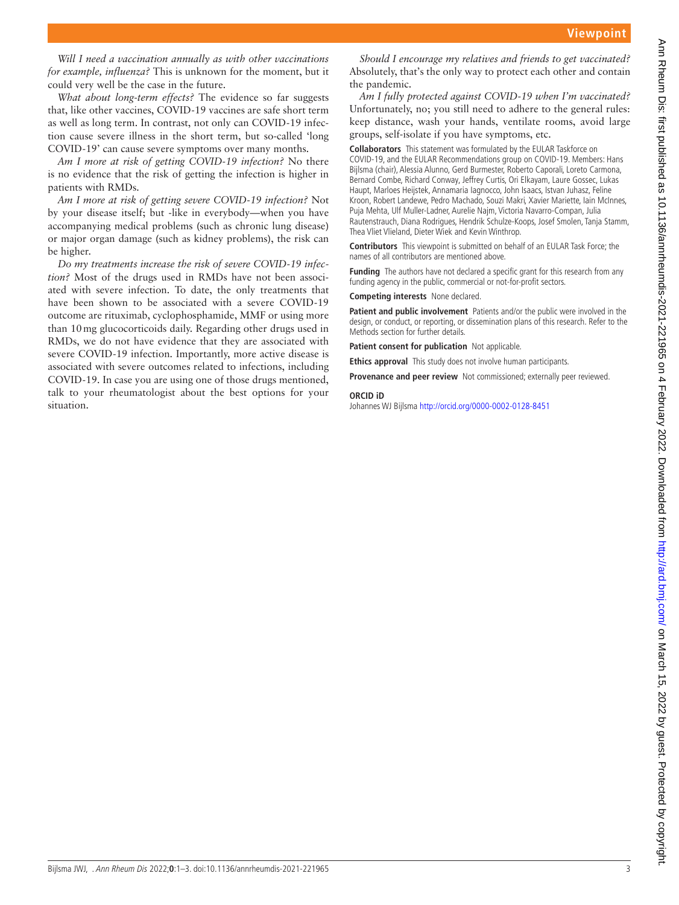*Will I need a vaccination annually as with other vaccinations for example, influenza?* This is unknown for the moment, but it could very well be the case in the future.

*What about long-term effects?* The evidence so far suggests that, like other vaccines, COVID-19 vaccines are safe short term as well as long term. In contrast, not only can COVID-19 infection cause severe illness in the short term, but so-called 'long COVID-19' can cause severe symptoms over many months.

*Am I more at risk of getting COVID-19 infection?* No there is no evidence that the risk of getting the infection is higher in patients with RMDs.

*Am I more at risk of getting severe COVID-19 infection?* Not by your disease itself; but -like in everybody—when you have accompanying medical problems (such as chronic lung disease) or major organ damage (such as kidney problems), the risk can be higher.

*Do my treatments increase the risk of severe COVID-19 infection?* Most of the drugs used in RMDs have not been associated with severe infection. To date, the only treatments that have been shown to be associated with a severe COVID-19 outcome are rituximab, cyclophosphamide, MMF or using more than 10 mg glucocorticoids daily. Regarding other drugs used in RMDs, we do not have evidence that they are associated with severe COVID-19 infection. Importantly, more active disease is associated with severe outcomes related to infections, including COVID-19. In case you are using one of those drugs mentioned, talk to your rheumatologist about the best options for your situation.

*Should I encourage my relatives and friends to get vaccinated?* Absolutely, that's the only way to protect each other and contain the pandemic.

*Am I fully protected against COVID-19 when I'm vaccinated?* Unfortunately, no; you still need to adhere to the general rules: keep distance, wash your hands, ventilate rooms, avoid large groups, self-isolate if you have symptoms, etc.

**Collaborators** This statement was formulated by the EULAR Taskforce on COVID-19, and the EULAR Recommendations group on COVID-19. Members: Hans Bijlsma (chair), Alessia Alunno, Gerd Burmester, Roberto Caporali, Loreto Carmona, Bernard Combe, Richard Conway, Jeffrey Curtis, Ori Elkayam, Laure Gossec, Lukas Haupt, Marloes Heijstek, Annamaria Iagnocco, John Isaacs, Istvan Juhasz, Feline Kroon, Robert Landewe, Pedro Machado, Souzi Makri, Xavier Mariette, Iain McInnes, Puja Mehta, Ulf Muller-Ladner, Aurelie Najm, Victoria Navarro-Compan, Julia Rautenstrauch, Diana Rodrigues, Hendrik Schulze-Koops, Josef Smolen, Tanja Stamm, Thea Vliet Vlieland, Dieter Wiek and Kevin Winthrop.

**Contributors** This viewpoint is submitted on behalf of an EULAR Task Force; the names of all contributors are mentioned above.

**Funding** The authors have not declared a specific grant for this research from any funding agency in the public, commercial or not-for-profit sectors.

**Competing interests** None declared.

**Patient and public involvement** Patients and/or the public were involved in the design, or conduct, or reporting, or dissemination plans of this research. Refer to the Methods section for further details.

**Patient consent for publication** Not applicable.

**Ethics approval** This study does not involve human participants.

**Provenance and peer review** Not commissioned; externally peer reviewed.

**ORCID iD**

Johannes WJ Bijlsma http://orcid.org/0000-0002-0128-8451